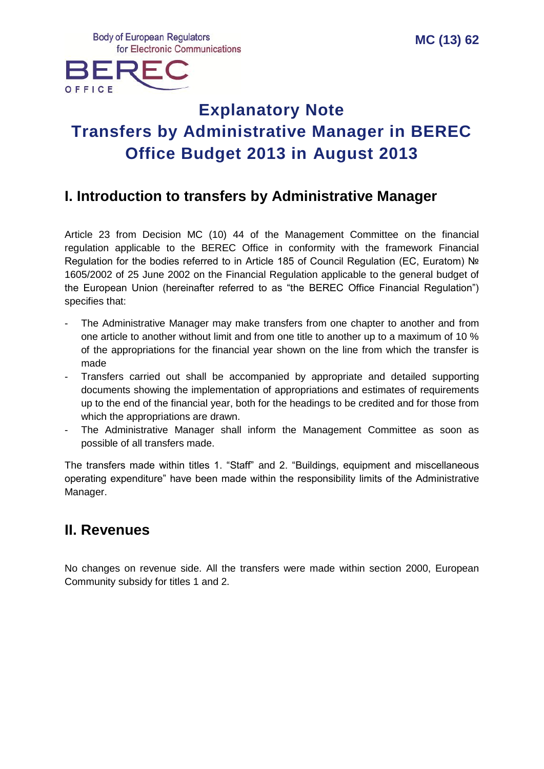Body of European Regulators for Electronic Communications

BEREC OFFICE

MC (13) 62

# Explanatory Note
# Transfers by Administrative Manager in BEREC Office Budget 2013 in August 2013

## I. Introduction to transfers by Administrative Manager

Article 23 from Decision MC (10) 44 of the Management Committee on the financial regulation applicable to the BEREC Office in conformity with the framework Financial Regulation for the bodies referred to in Article 185 of Council Regulation (EC, Euratom) № 1605/2002 of 25 June 2002 on the Financial Regulation applicable to the general budget of the European Union (hereinafter referred to as "the BEREC Office Financial Regulation") specifies that:

- The Administrative Manager may make transfers from one chapter to another and from one article to another without limit and from one title to another up to a maximum of 10 % of the appropriations for the financial year shown on the line from which the transfer is made
- Transfers carried out shall be accompanied by appropriate and detailed supporting documents showing the implementation of appropriations and estimates of requirements up to the end of the financial year, both for the headings to be credited and for those from which the appropriations are drawn.
- The Administrative Manager shall inform the Management Committee as soon as possible of all transfers made.

The transfers made within titles 1. "Staff" and 2. "Buildings, equipment and miscellaneous operating expenditure" have been made within the responsibility limits of the Administrative Manager.

## II. Revenues

No changes on revenue side. All the transfers were made within section 2000, European Community subsidy for titles 1 and 2.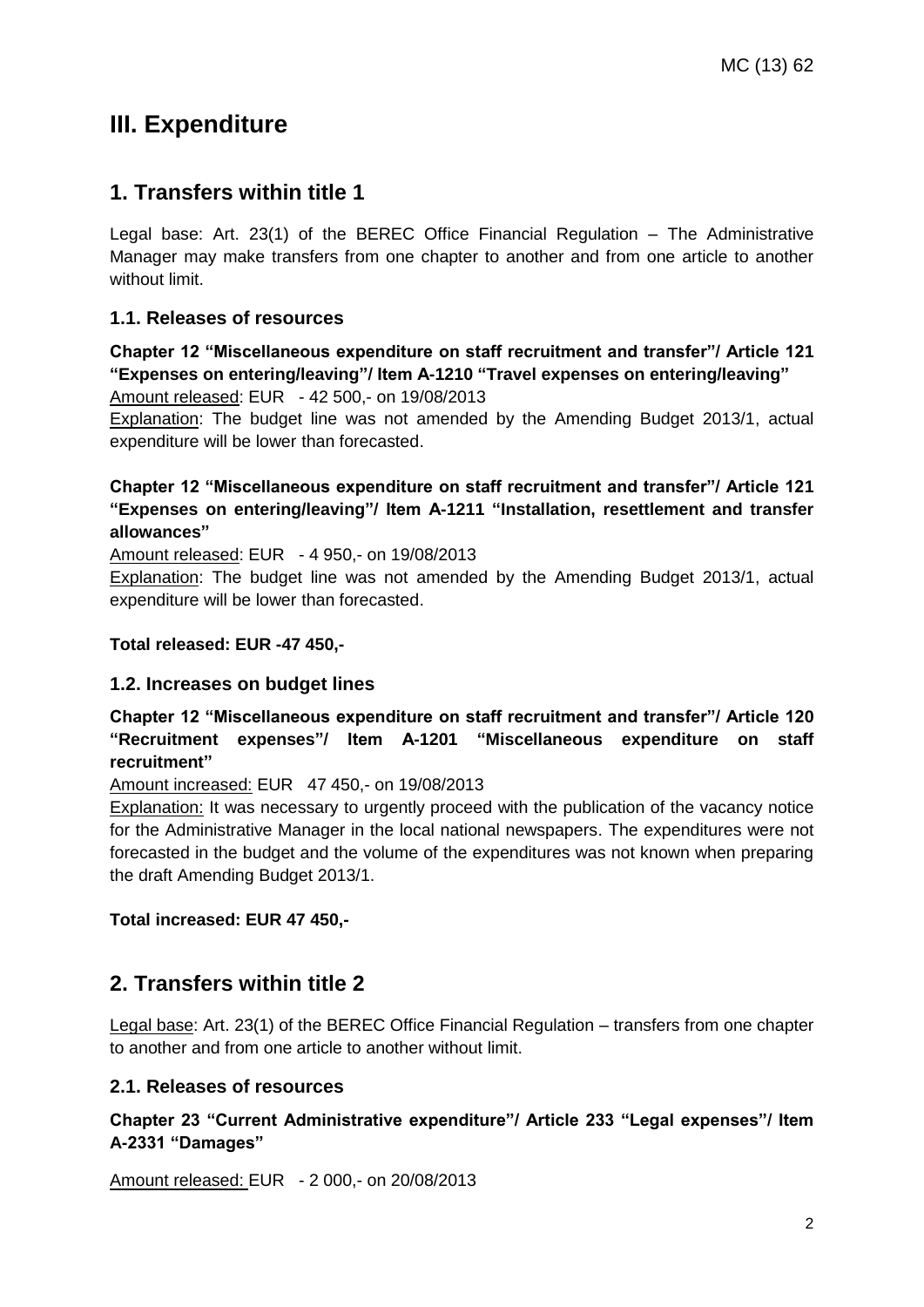# III. Expenditure

## 1. Transfers within title 1

Legal base: Art. 23(1) of the BEREC Office Financial Regulation – The Administrative Manager may make transfers from one chapter to another and from one article to another without limit.

### 1.1. Releases of resources

**Chapter 12 "Miscellaneous expenditure on staff recruitment and transfer"/ Article 121 "Expenses on entering/leaving"/ Item A-1210 "Travel expenses on entering/leaving"**

Amount released: EUR - 42 500,- on 19/08/2013

Explanation: The budget line was not amended by the Amending Budget 2013/1, actual expenditure will be lower than forecasted.

**Chapter 12 "Miscellaneous expenditure on staff recruitment and transfer"/ Article 121 "Expenses on entering/leaving"/ Item A-1211 "Installation, resettlement and transfer allowances"**

Amount released: EUR - 4 950,- on 19/08/2013

Explanation: The budget line was not amended by the Amending Budget 2013/1, actual expenditure will be lower than forecasted.

**Total released: EUR -47 450,-**

### 1.2. Increases on budget lines

**Chapter 12 "Miscellaneous expenditure on staff recruitment and transfer"/ Article 120 "Recruitment expenses"/ Item A-1201 "Miscellaneous expenditure on staff recruitment"**

Amount increased: EUR 47 450,- on 19/08/2013

Explanation: It was necessary to urgently proceed with the publication of the vacancy notice for the Administrative Manager in the local national newspapers. The expenditures were not forecasted in the budget and the volume of the expenditures was not known when preparing the draft Amending Budget 2013/1.

**Total increased: EUR 47 450,-**

## 2. Transfers within title 2

Legal base: Art. 23(1) of the BEREC Office Financial Regulation – transfers from one chapter to another and from one article to another without limit.

### 2.1. Releases of resources

**Chapter 23 "Current Administrative expenditure"/ Article 233 "Legal expenses"/ Item A-2331 "Damages"**

Amount released: EUR - 2 000,- on 20/08/2013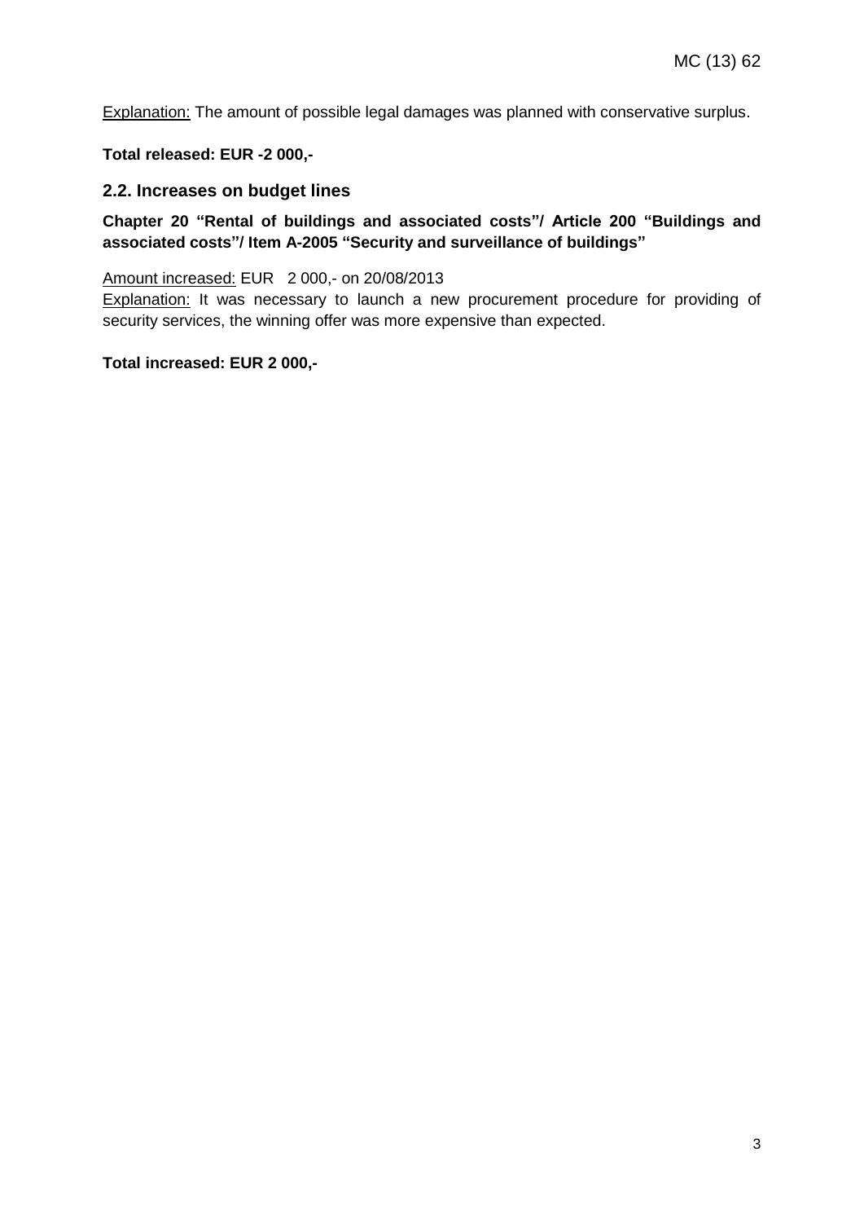Explanation: The amount of possible legal damages was planned with conservative surplus.

**Total released: EUR -2 000,-**

## 2.2. Increases on budget lines

**Chapter 20 "Rental of buildings and associated costs"/ Article 200 "Buildings and associated costs"/ Item A-2005 "Security and surveillance of buildings"**

Amount increased: EUR 2 000,- on 20/08/2013
Explanation: It was necessary to launch a new procurement procedure for providing of security services, the winning offer was more expensive than expected.

**Total increased: EUR 2 000,-**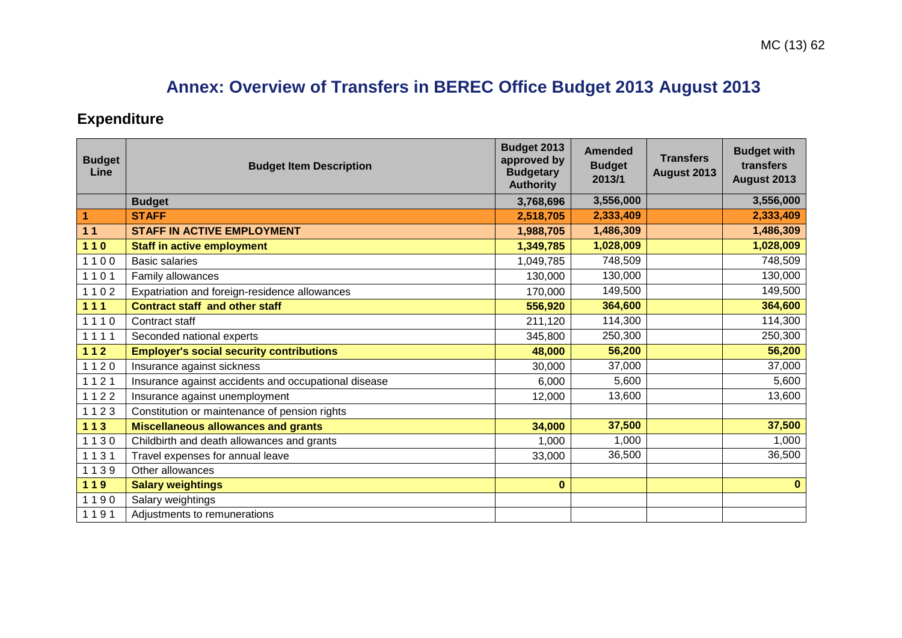# Annex: Overview of Transfers in BEREC Office Budget 2013 August 2013

## Expenditure

| Budget Line | Budget Item Description | Budget 2013 approved by Budgetary Authority | Amended Budget 2013/1 | Transfers August 2013 | Budget with transfers August 2013 |
|---|---|---|---|---|---|
| | **Budget** | **3,768,696** | **3,556,000** | | **3,556,000** |
| **1** | **STAFF** | **2,518,705** | **2,333,409** | | **2,333,409** |
| **1 1** | **STAFF IN ACTIVE EMPLOYMENT** | **1,988,705** | **1,486,309** | | **1,486,309** |
| **1 1 0** | **Staff in active employment** | **1,349,785** | **1,028,009** | | **1,028,009** |
| 1 1 0 0 | Basic salaries | 1,049,785 | 748,509 | | 748,509 |
| 1 1 0 1 | Family allowances | 130,000 | 130,000 | | 130,000 |
| 1 1 0 2 | Expatriation and foreign-residence allowances | 170,000 | 149,500 | | 149,500 |
| **1 1 1** | **Contract staff and other staff** | **556,920** | **364,600** | | **364,600** |
| 1 1 1 0 | Contract staff | 211,120 | 114,300 | | 114,300 |
| 1 1 1 1 | Seconded national experts | 345,800 | 250,300 | | 250,300 |
| **1 1 2** | **Employer's social security contributions** | **48,000** | **56,200** | | **56,200** |
| 1 1 2 0 | Insurance against sickness | 30,000 | 37,000 | | 37,000 |
| 1 1 2 1 | Insurance against accidents and occupational disease | 6,000 | 5,600 | | 5,600 |
| 1 1 2 2 | Insurance against unemployment | 12,000 | 13,600 | | 13,600 |
| 1 1 2 3 | Constitution or maintenance of pension rights | | | | |
| **1 1 3** | **Miscellaneous allowances and grants** | **34,000** | **37,500** | | **37,500** |
| 1 1 3 0 | Childbirth and death allowances and grants | 1,000 | 1,000 | | 1,000 |
| 1 1 3 1 | Travel expenses for annual leave | 33,000 | 36,500 | | 36,500 |
| 1 1 3 9 | Other allowances | | | | |
| **1 1 9** | **Salary weightings** | **0** | | | **0** |
| 1 1 9 0 | Salary weightings | | | | |
| 1 1 9 1 | Adjustments to remunerations | | | | |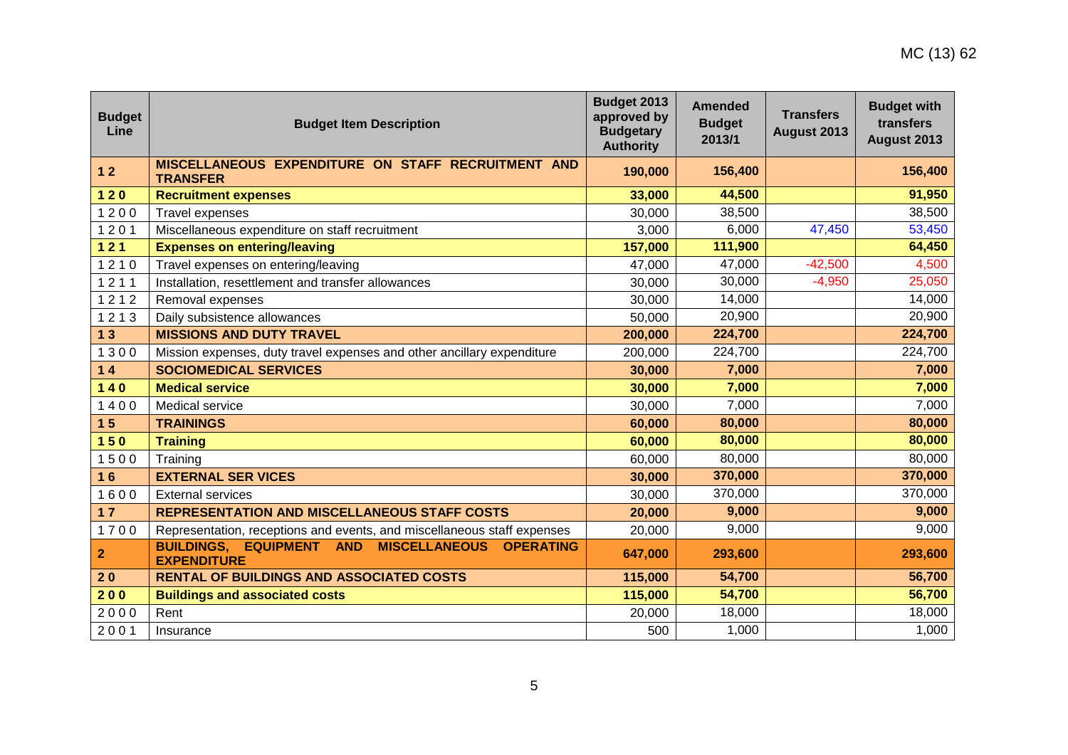| Budget Line | Budget Item Description | Budget 2013 approved by Budgetary Authority | Amended Budget 2013/1 | Transfers August 2013 | Budget with transfers August 2013 |
|---|---|---|---|---|---|
| **1 2** | **MISCELLANEOUS EXPENDITURE ON STAFF RECRUITMENT AND TRANSFER** | **190,000** | **156,400** | | **156,400** |
| **1 2 0** | **Recruitment expenses** | **33,000** | **44,500** | | **91,950** |
| 1 2 0 0 | Travel expenses | 30,000 | 38,500 | | 38,500 |
| 1 2 0 1 | Miscellaneous expenditure on staff recruitment | 3,000 | 6,000 | 47,450 | 53,450 |
| **1 2 1** | **Expenses on entering/leaving** | **157,000** | **111,900** | | **64,450** |
| 1 2 1 0 | Travel expenses on entering/leaving | 47,000 | 47,000 | -42,500 | 4,500 |
| 1 2 1 1 | Installation, resettlement and transfer allowances | 30,000 | 30,000 | -4,950 | 25,050 |
| 1 2 1 2 | Removal expenses | 30,000 | 14,000 | | 14,000 |
| 1 2 1 3 | Daily subsistence allowances | 50,000 | 20,900 | | 20,900 |
| **1 3** | **MISSIONS AND DUTY TRAVEL** | **200,000** | **224,700** | | **224,700** |
| 1 3 0 0 | Mission expenses, duty travel expenses and other ancillary expenditure | 200,000 | 224,700 | | 224,700 |
| **1 4** | **SOCIOMEDICAL SERVICES** | **30,000** | **7,000** | | **7,000** |
| **1 4 0** | **Medical service** | **30,000** | **7,000** | | **7,000** |
| 1 4 0 0 | Medical service | 30,000 | 7,000 | | 7,000 |
| **1 5** | **TRAININGS** | **60,000** | **80,000** | | **80,000** |
| **1 5 0** | **Training** | **60,000** | **80,000** | | **80,000** |
| 1 5 0 0 | Training | 60,000 | 80,000 | | 80,000 |
| **1 6** | **EXTERNAL SER VICES** | **30,000** | **370,000** | | **370,000** |
| 1 6 0 0 | External services | 30,000 | 370,000 | | 370,000 |
| **1 7** | **REPRESENTATION AND MISCELLANEOUS STAFF COSTS** | **20,000** | **9,000** | | **9,000** |
| 1 7 0 0 | Representation, receptions and events, and miscellaneous staff expenses | 20,000 | 9,000 | | 9,000 |
| **2** | **BUILDINGS, EQUIPMENT AND MISCELLANEOUS OPERATING EXPENDITURE** | **647,000** | **293,600** | | **293,600** |
| **2 0** | **RENTAL OF BUILDINGS AND ASSOCIATED COSTS** | **115,000** | **54,700** | | **56,700** |
| **2 0 0** | **Buildings and associated costs** | **115,000** | **54,700** | | **56,700** |
| 2 0 0 0 | Rent | 20,000 | 18,000 | | 18,000 |
| 2 0 0 1 | Insurance | 500 | 1,000 | | 1,000 |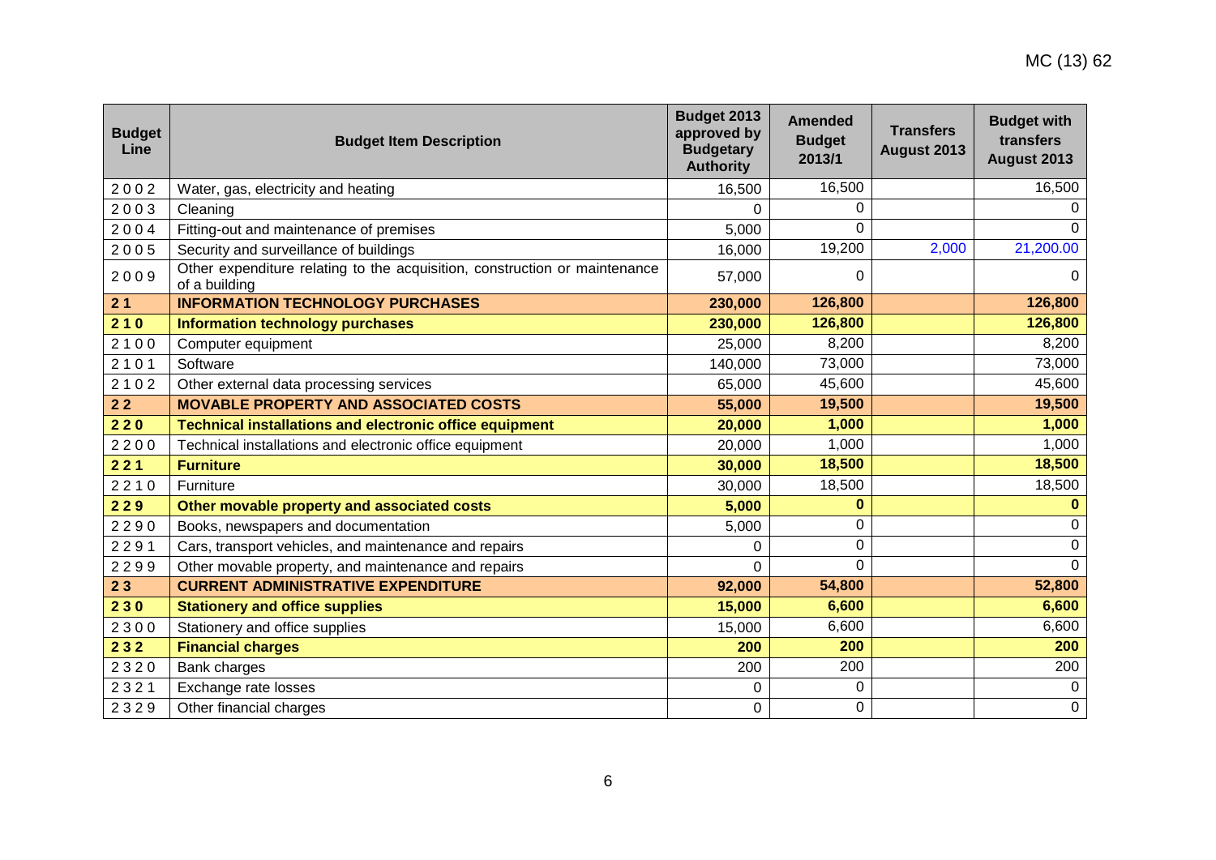| Budget Line | Budget Item Description | Budget 2013 approved by Budgetary Authority | Amended Budget 2013/1 | Transfers August 2013 | Budget with transfers August 2013 |
|---|---|---|---|---|---|
| 2 0 0 2 | Water, gas, electricity and heating | 16,500 | 16,500 | | 16,500 |
| 2 0 0 3 | Cleaning | 0 | 0 | | 0 |
| 2 0 0 4 | Fitting-out and maintenance of premises | 5,000 | 0 | | 0 |
| 2 0 0 5 | Security and surveillance of buildings | 16,000 | 19,200 | 2,000 | 21,200.00 |
| 2 0 0 9 | Other expenditure relating to the acquisition, construction or maintenance of a building | 57,000 | 0 | | 0 |
| **2 1** | **INFORMATION TECHNOLOGY PURCHASES** | **230,000** | **126,800** | | **126,800** |
| **2 1 0** | **Information technology purchases** | **230,000** | **126,800** | | **126,800** |
| 2 1 0 0 | Computer equipment | 25,000 | 8,200 | | 8,200 |
| 2 1 0 1 | Software | 140,000 | 73,000 | | 73,000 |
| 2 1 0 2 | Other external data processing services | 65,000 | 45,600 | | 45,600 |
| **2 2** | **MOVABLE PROPERTY AND ASSOCIATED COSTS** | **55,000** | **19,500** | | **19,500** |
| **2 2 0** | **Technical installations and electronic office equipment** | **20,000** | **1,000** | | **1,000** |
| 2 2 0 0 | Technical installations and electronic office equipment | 20,000 | 1,000 | | 1,000 |
| **2 2 1** | **Furniture** | **30,000** | **18,500** | | **18,500** |
| 2 2 1 0 | Furniture | 30,000 | 18,500 | | 18,500 |
| **2 2 9** | **Other movable property and associated costs** | **5,000** | **0** | | **0** |
| 2 2 9 0 | Books, newspapers and documentation | 5,000 | 0 | | 0 |
| 2 2 9 1 | Cars, transport vehicles, and maintenance and repairs | 0 | 0 | | 0 |
| 2 2 9 9 | Other movable property, and maintenance and repairs | 0 | 0 | | 0 |
| **2 3** | **CURRENT ADMINISTRATIVE EXPENDITURE** | **92,000** | **54,800** | | **52,800** |
| **2 3 0** | **Stationery and office supplies** | **15,000** | **6,600** | | **6,600** |
| 2 3 0 0 | Stationery and office supplies | 15,000 | 6,600 | | 6,600 |
| **2 3 2** | **Financial charges** | **200** | **200** | | **200** |
| 2 3 2 0 | Bank charges | 200 | 200 | | 200 |
| 2 3 2 1 | Exchange rate losses | 0 | 0 | | 0 |
| 2 3 2 9 | Other financial charges | 0 | 0 | | 0 |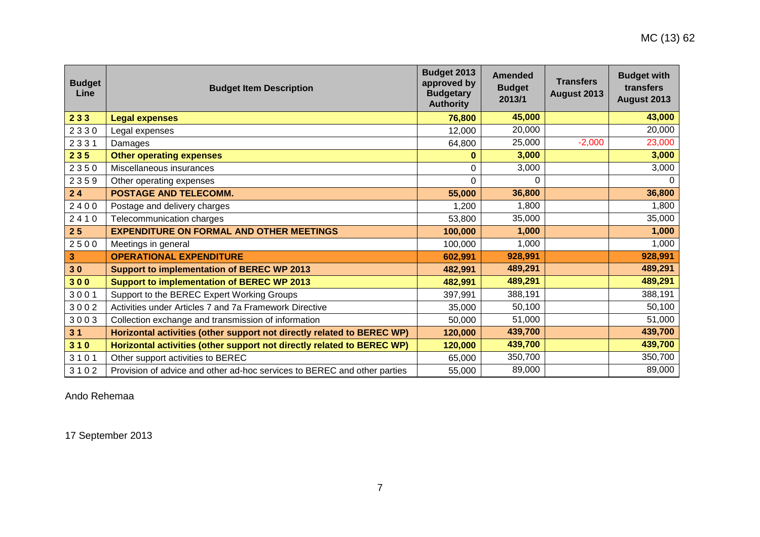| Budget Line | Budget Item Description | Budget 2013 approved by Budgetary Authority | Amended Budget 2013/1 | Transfers August 2013 | Budget with transfers August 2013 |
|---|---|---|---|---|---|
| **2 3 3** | **Legal expenses** | **76,800** | **45,000** | | **43,000** |
| 2 3 3 0 | Legal expenses | 12,000 | 20,000 | | 20,000 |
| 2 3 3 1 | Damages | 64,800 | 25,000 | -2,000 | 23,000 |
| **2 3 5** | **Other operating expenses** | **0** | **3,000** | | **3,000** |
| 2 3 5 0 | Miscellaneous insurances | 0 | 3,000 | | 3,000 |
| 2 3 5 9 | Other operating expenses | 0 | 0 | | 0 |
| **2 4** | **POSTAGE AND TELECOMM.** | **55,000** | **36,800** | | **36,800** |
| 2 4 0 0 | Postage and delivery charges | 1,200 | 1,800 | | 1,800 |
| 2 4 1 0 | Telecommunication charges | 53,800 | 35,000 | | 35,000 |
| **2 5** | **EXPENDITURE ON FORMAL AND OTHER MEETINGS** | **100,000** | **1,000** | | **1,000** |
| 2 5 0 0 | Meetings in general | 100,000 | 1,000 | | 1,000 |
| **3** | **OPERATIONAL EXPENDITURE** | **602,991** | **928,991** | | **928,991** |
| **3 0** | **Support to implementation of BEREC WP 2013** | **482,991** | **489,291** | | **489,291** |
| **3 0 0** | **Support to implementation of BEREC WP 2013** | **482,991** | **489,291** | | **489,291** |
| 3 0 0 1 | Support to the BEREC Expert Working Groups | 397,991 | 388,191 | | 388,191 |
| 3 0 0 2 | Activities under Articles 7 and 7a Framework Directive | 35,000 | 50,100 | | 50,100 |
| 3 0 0 3 | Collection exchange and transmission of information | 50,000 | 51,000 | | 51,000 |
| **3 1** | **Horizontal activities (other support not directly related to BEREC WP)** | **120,000** | **439,700** | | **439,700** |
| **3 1 0** | **Horizontal activities (other support not directly related to BEREC WP)** | **120,000** | **439,700** | | **439,700** |
| 3 1 0 1 | Other support activities to BEREC | 65,000 | 350,700 | | 350,700 |
| 3 1 0 2 | Provision of advice and other ad-hoc services to BEREC and other parties | 55,000 | 89,000 | | 89,000 |

Ando Rehemaa

17 September 2013